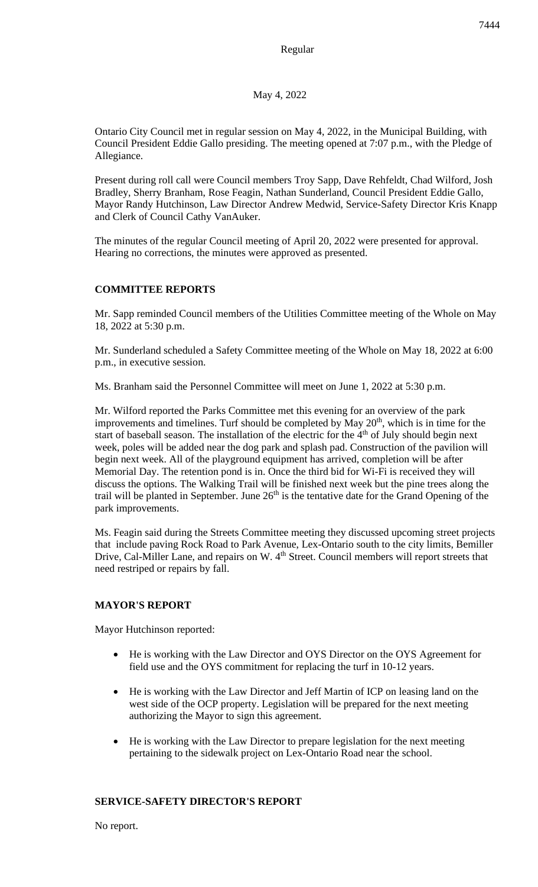Regular

May 4, 2022

Ontario City Council met in regular session on May 4, 2022, in the Municipal Building, with Council President Eddie Gallo presiding. The meeting opened at 7:07 p.m., with the Pledge of Allegiance.

Present during roll call were Council members Troy Sapp, Dave Rehfeldt, Chad Wilford, Josh Bradley, Sherry Branham, Rose Feagin, Nathan Sunderland, Council President Eddie Gallo, Mayor Randy Hutchinson, Law Director Andrew Medwid, Service-Safety Director Kris Knapp and Clerk of Council Cathy VanAuker.

The minutes of the regular Council meeting of April 20, 2022 were presented for approval. Hearing no corrections, the minutes were approved as presented.

## COMMITTEE REPORTS

Mr. Sapp reminded Council members of the Utilities Committee meeting of the Whole on May 18, 2022 at 5:30 p.m.

Mr. Sunderland scheduled a Safety Committee meeting of the Whole on May 18, 2022 at 6:00 p.m., in executive session.

Ms. Branham said the Personnel Committee will meet on June 1, 2022 at 5:30 p.m.

Mr. Wilford reported the Parks Committee met this evening for an overview of the park improvements and timelines. Turf should be completed by May 20th, which is in time for the start of baseball season. The installation of the electric for the 4th of July should begin next week, poles will be added near the dog park and splash pad. Construction of the pavilion will begin next week. All of the playground equipment has arrived, completion will be after Memorial Day. The retention pond is in. Once the third bid for Wi-Fi is received they will discuss the options. The Walking Trail will be finished next week but the pine trees along the trail will be planted in September. June 26th is the tentative date for the Grand Opening of the park improvements.

Ms. Feagin said during the Streets Committee meeting they discussed upcoming street projects that include paving Rock Road to Park Avenue, Lex-Ontario south to the city limits, Bemiller Drive, Cal-Miller Lane, and repairs on W. 4th Street. Council members will report streets that need restriped or repairs by fall.

## MAYOR'S REPORT

Mayor Hutchinson reported:

- He is working with the Law Director and OYS Director on the OYS Agreement for field use and the OYS commitment for replacing the turf in 10-12 years.
- He is working with the Law Director and Jeff Martin of ICP on leasing land on the west side of the OCP property. Legislation will be prepared for the next meeting authorizing the Mayor to sign this agreement.
- He is working with the Law Director to prepare legislation for the next meeting pertaining to the sidewalk project on Lex-Ontario Road near the school.

## SERVICE-SAFETY DIRECTOR'S REPORT

No report.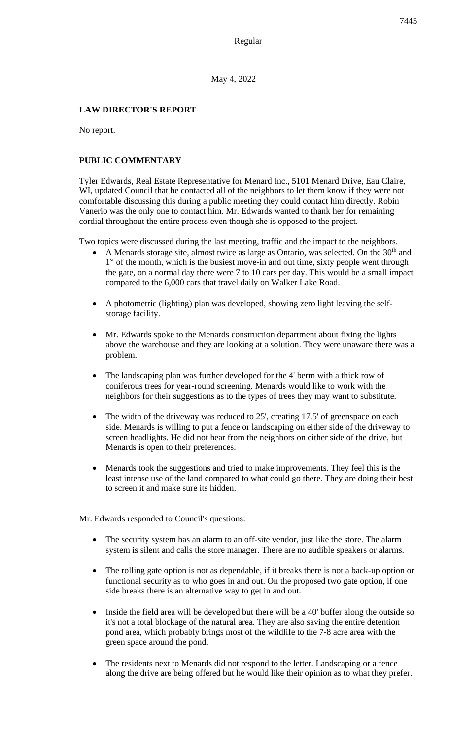Regular

May 4, 2022

**LAW DIRECTOR'S REPORT**

No report.

**PUBLIC COMMENTARY**

Tyler Edwards, Real Estate Representative for Menard Inc., 5101 Menard Drive, Eau Claire, WI, updated Council that he contacted all of the neighbors to let them know if they were not comfortable discussing this during a public meeting they could contact him directly. Robin Vanerio was the only one to contact him. Mr. Edwards wanted to thank her for remaining cordial throughout the entire process even though she is opposed to the project.

Two topics were discussed during the last meeting, traffic and the impact to the neighbors.

- A Menards storage site, almost twice as large as Ontario, was selected. On the 30th and 1st of the month, which is the busiest move-in and out time, sixty people went through the gate, on a normal day there were 7 to 10 cars per day. This would be a small impact compared to the 6,000 cars that travel daily on Walker Lake Road.
- A photometric (lighting) plan was developed, showing zero light leaving the self-storage facility.
- Mr. Edwards spoke to the Menards construction department about fixing the lights above the warehouse and they are looking at a solution. They were unaware there was a problem.
- The landscaping plan was further developed for the 4' berm with a thick row of coniferous trees for year-round screening. Menards would like to work with the neighbors for their suggestions as to the types of trees they may want to substitute.
- The width of the driveway was reduced to 25', creating 17.5' of greenspace on each side. Menards is willing to put a fence or landscaping on either side of the driveway to screen headlights. He did not hear from the neighbors on either side of the drive, but Menards is open to their preferences.
- Menards took the suggestions and tried to make improvements. They feel this is the least intense use of the land compared to what could go there. They are doing their best to screen it and make sure its hidden.

Mr. Edwards responded to Council's questions:

- The security system has an alarm to an off-site vendor, just like the store. The alarm system is silent and calls the store manager. There are no audible speakers or alarms.
- The rolling gate option is not as dependable, if it breaks there is not a back-up option or functional security as to who goes in and out. On the proposed two gate option, if one side breaks there is an alternative way to get in and out.
- Inside the field area will be developed but there will be a 40' buffer along the outside so it's not a total blockage of the natural area. They are also saving the entire detention pond area, which probably brings most of the wildlife to the 7-8 acre area with the green space around the pond.
- The residents next to Menards did not respond to the letter. Landscaping or a fence along the drive are being offered but he would like their opinion as to what they prefer.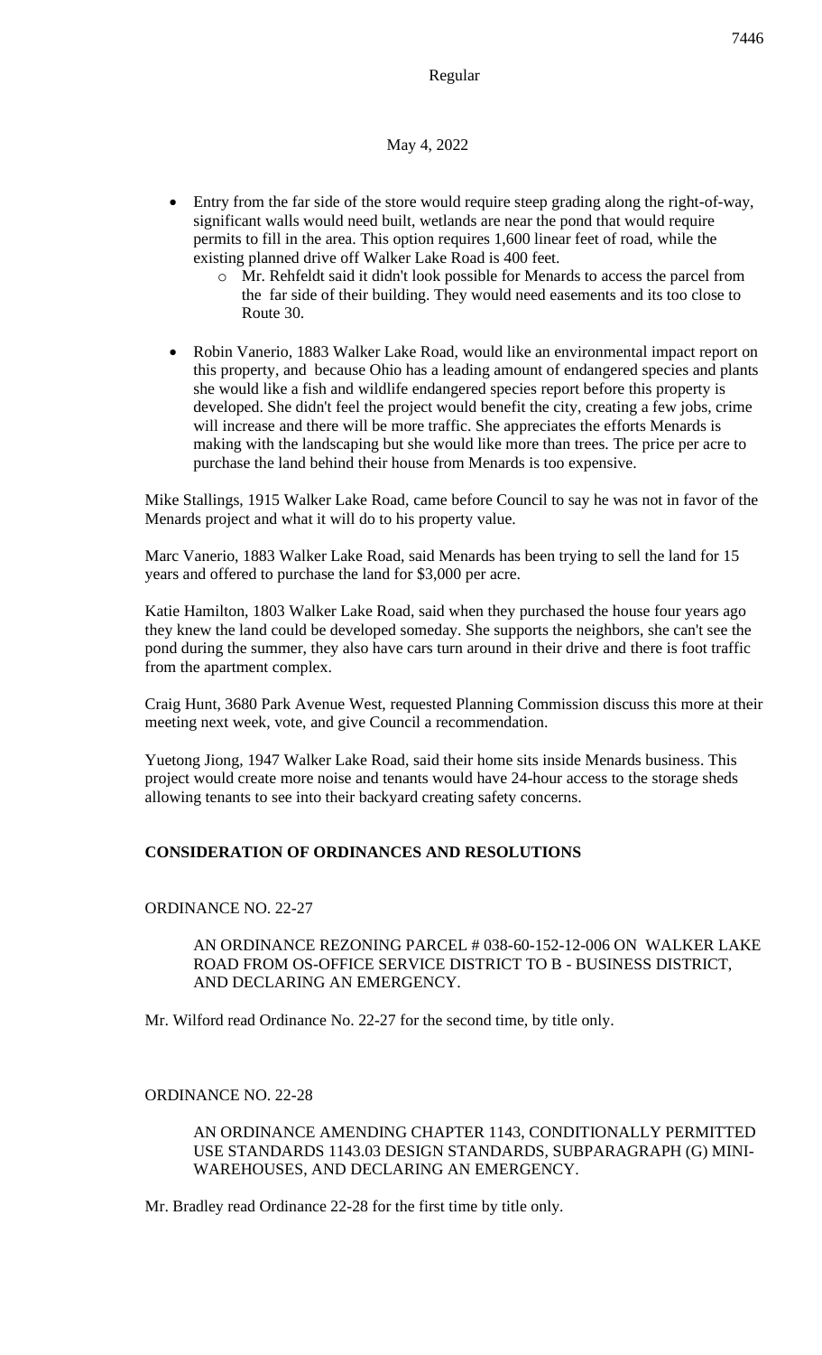- Entry from the far side of the store would require steep grading along the right-of-way, significant walls would need built, wetlands are near the pond that would require permits to fill in the area. This option requires 1,600 linear feet of road, while the existing planned drive off Walker Lake Road is 400 feet.
  - Mr. Rehfeldt said it didn't look possible for Menards to access the parcel from the far side of their building. They would need easements and its too close to Route 30.

- Robin Vanerio, 1883 Walker Lake Road, would like an environmental impact report on this property, and because Ohio has a leading amount of endangered species and plants she would like a fish and wildlife endangered species report before this property is developed. She didn't feel the project would benefit the city, creating a few jobs, crime will increase and there will be more traffic. She appreciates the efforts Menards is making with the landscaping but she would like more than trees. The price per acre to purchase the land behind their house from Menards is too expensive.

Mike Stallings, 1915 Walker Lake Road, came before Council to say he was not in favor of the Menards project and what it will do to his property value.

Marc Vanerio, 1883 Walker Lake Road, said Menards has been trying to sell the land for 15 years and offered to purchase the land for $3,000 per acre.

Katie Hamilton, 1803 Walker Lake Road, said when they purchased the house four years ago they knew the land could be developed someday. She supports the neighbors, she can't see the pond during the summer, they also have cars turn around in their drive and there is foot traffic from the apartment complex.

Craig Hunt, 3680 Park Avenue West, requested Planning Commission discuss this more at their meeting next week, vote, and give Council a recommendation.

Yuetong Jiong, 1947 Walker Lake Road, said their home sits inside Menards business. This project would create more noise and tenants would have 24-hour access to the storage sheds allowing tenants to see into their backyard creating safety concerns.

## CONSIDERATION OF ORDINANCES AND RESOLUTIONS

ORDINANCE NO. 22-27

AN ORDINANCE REZONING PARCEL # 038-60-152-12-006 ON WALKER LAKE ROAD FROM OS-OFFICE SERVICE DISTRICT TO B - BUSINESS DISTRICT, AND DECLARING AN EMERGENCY.

Mr. Wilford read Ordinance No. 22-27 for the second time, by title only.

ORDINANCE NO. 22-28

AN ORDINANCE AMENDING CHAPTER 1143, CONDITIONALLY PERMITTED USE STANDARDS 1143.03 DESIGN STANDARDS, SUBPARAGRAPH (G) MINI-WAREHOUSES, AND DECLARING AN EMERGENCY.

Mr. Bradley read Ordinance 22-28 for the first time by title only.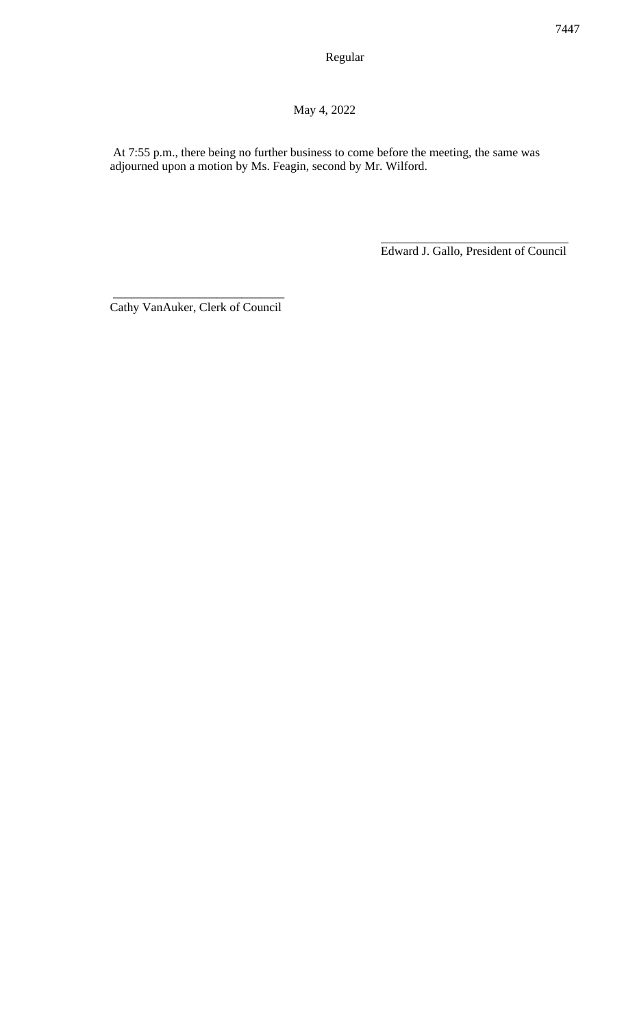At 7:55 p.m., there being no further business to come before the meeting, the same was adjourned upon a motion by Ms. Feagin, second by Mr. Wilford.

\_\_\_\_\_\_\_\_\_\_\_\_\_\_\_\_\_\_\_\_\_\_\_\_\_\_\_\_\_\_

Edward J. Gallo, President of Council

\_\_\_\_\_\_\_\_\_\_\_\_\_\_\_\_\_\_\_\_\_\_\_\_\_\_\_\_\_\_

Cathy VanAuker, Clerk of Council